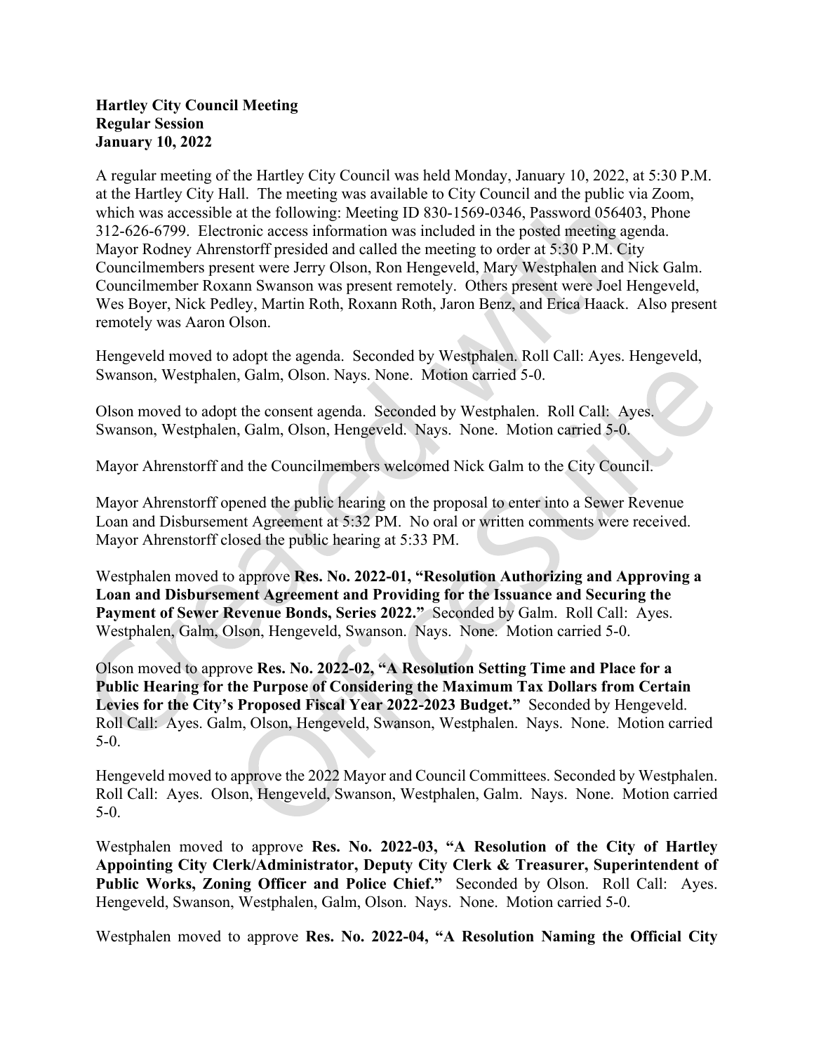**Hartley City Council Meeting**
**Regular Session**
**January 10, 2022**

A regular meeting of the Hartley City Council was held Monday, January 10, 2022, at 5:30 P.M. at the Hartley City Hall. The meeting was available to City Council and the public via Zoom, which was accessible at the following: Meeting ID 830-1569-0346, Password 056403, Phone 312-626-6799. Electronic access information was included in the posted meeting agenda. Mayor Rodney Ahrenstorff presided and called the meeting to order at 5:30 P.M. City Councilmembers present were Jerry Olson, Ron Hengeveld, Mary Westphalen and Nick Galm. Councilmember Roxann Swanson was present remotely. Others present were Joel Hengeveld, Wes Boyer, Nick Pedley, Martin Roth, Roxann Roth, Jaron Benz, and Erica Haack. Also present remotely was Aaron Olson.

Hengeveld moved to adopt the agenda. Seconded by Westphalen. Roll Call: Ayes. Hengeveld, Swanson, Westphalen, Galm, Olson. Nays. None. Motion carried 5-0.

Olson moved to adopt the consent agenda. Seconded by Westphalen. Roll Call: Ayes. Swanson, Westphalen, Galm, Olson, Hengeveld. Nays. None. Motion carried 5-0.

Mayor Ahrenstorff and the Councilmembers welcomed Nick Galm to the City Council.

Mayor Ahrenstorff opened the public hearing on the proposal to enter into a Sewer Revenue Loan and Disbursement Agreement at 5:32 PM. No oral or written comments were received. Mayor Ahrenstorff closed the public hearing at 5:33 PM.

Westphalen moved to approve **Res. No. 2022-01, "Resolution Authorizing and Approving a Loan and Disbursement Agreement and Providing for the Issuance and Securing the Payment of Sewer Revenue Bonds, Series 2022."** Seconded by Galm. Roll Call: Ayes. Westphalen, Galm, Olson, Hengeveld, Swanson. Nays. None. Motion carried 5-0.

Olson moved to approve **Res. No. 2022-02, "A Resolution Setting Time and Place for a Public Hearing for the Purpose of Considering the Maximum Tax Dollars from Certain Levies for the City's Proposed Fiscal Year 2022-2023 Budget."** Seconded by Hengeveld. Roll Call: Ayes. Galm, Olson, Hengeveld, Swanson, Westphalen. Nays. None. Motion carried 5-0.

Hengeveld moved to approve the 2022 Mayor and Council Committees. Seconded by Westphalen. Roll Call: Ayes. Olson, Hengeveld, Swanson, Westphalen, Galm. Nays. None. Motion carried 5-0.

Westphalen moved to approve **Res. No. 2022-03, "A Resolution of the City of Hartley Appointing City Clerk/Administrator, Deputy City Clerk & Treasurer, Superintendent of Public Works, Zoning Officer and Police Chief."** Seconded by Olson. Roll Call: Ayes. Hengeveld, Swanson, Westphalen, Galm, Olson. Nays. None. Motion carried 5-0.

Westphalen moved to approve **Res. No. 2022-04, "A Resolution Naming the Official City**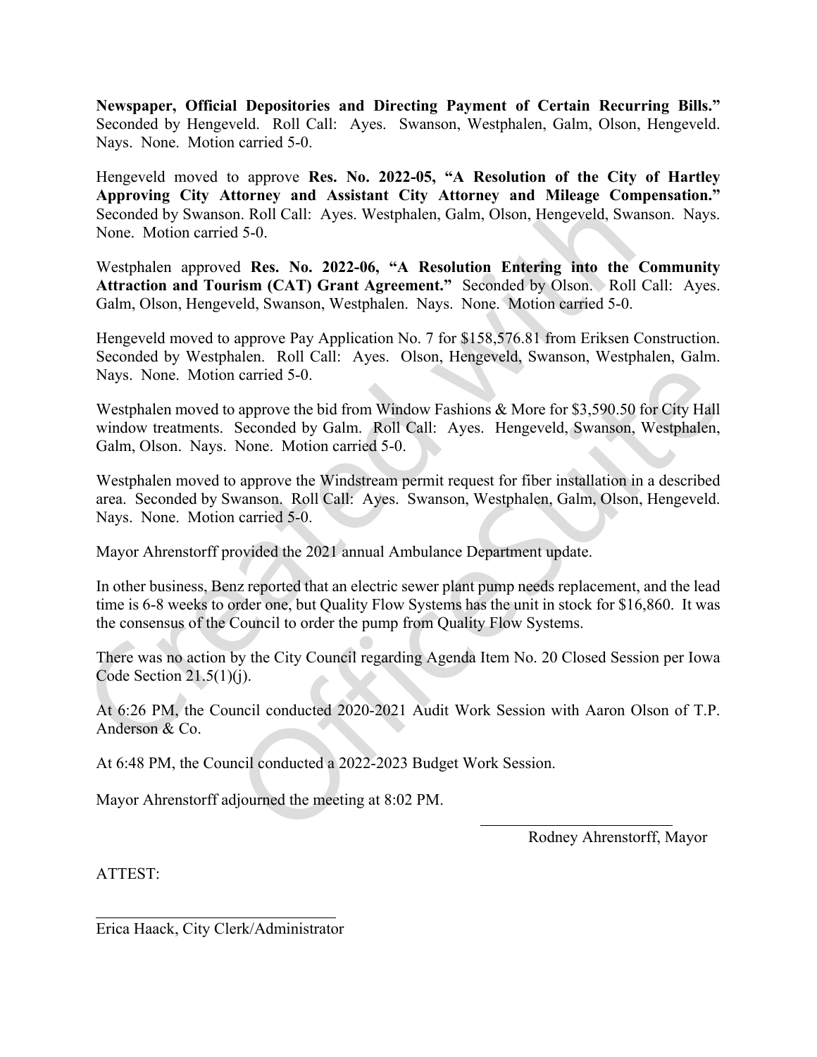**Newspaper, Official Depositories and Directing Payment of Certain Recurring Bills."** Seconded by Hengeveld. Roll Call: Ayes. Swanson, Westphalen, Galm, Olson, Hengeveld. Nays. None. Motion carried 5-0.

Hengeveld moved to approve **Res. No. 2022-05, "A Resolution of the City of Hartley Approving City Attorney and Assistant City Attorney and Mileage Compensation."** Seconded by Swanson. Roll Call: Ayes. Westphalen, Galm, Olson, Hengeveld, Swanson. Nays. None. Motion carried 5-0.

Westphalen approved **Res. No. 2022-06, "A Resolution Entering into the Community Attraction and Tourism (CAT) Grant Agreement."** Seconded by Olson. Roll Call: Ayes. Galm, Olson, Hengeveld, Swanson, Westphalen. Nays. None. Motion carried 5-0.

Hengeveld moved to approve Pay Application No. 7 for $158,576.81 from Eriksen Construction. Seconded by Westphalen. Roll Call: Ayes. Olson, Hengeveld, Swanson, Westphalen, Galm. Nays. None. Motion carried 5-0.

Westphalen moved to approve the bid from Window Fashions & More for $3,590.50 for City Hall window treatments. Seconded by Galm. Roll Call: Ayes. Hengeveld, Swanson, Westphalen, Galm, Olson. Nays. None. Motion carried 5-0.

Westphalen moved to approve the Windstream permit request for fiber installation in a described area. Seconded by Swanson. Roll Call: Ayes. Swanson, Westphalen, Galm, Olson, Hengeveld. Nays. None. Motion carried 5-0.

Mayor Ahrenstorff provided the 2021 annual Ambulance Department update.

In other business, Benz reported that an electric sewer plant pump needs replacement, and the lead time is 6-8 weeks to order one, but Quality Flow Systems has the unit in stock for $16,860. It was the consensus of the Council to order the pump from Quality Flow Systems.

There was no action by the City Council regarding Agenda Item No. 20 Closed Session per Iowa Code Section 21.5(1)(j).

At 6:26 PM, the Council conducted 2020-2021 Audit Work Session with Aaron Olson of T.P. Anderson & Co.

At 6:48 PM, the Council conducted a 2022-2023 Budget Work Session.

Mayor Ahrenstorff adjourned the meeting at 8:02 PM.

Rodney Ahrenstorff, Mayor

ATTEST:

Erica Haack, City Clerk/Administrator